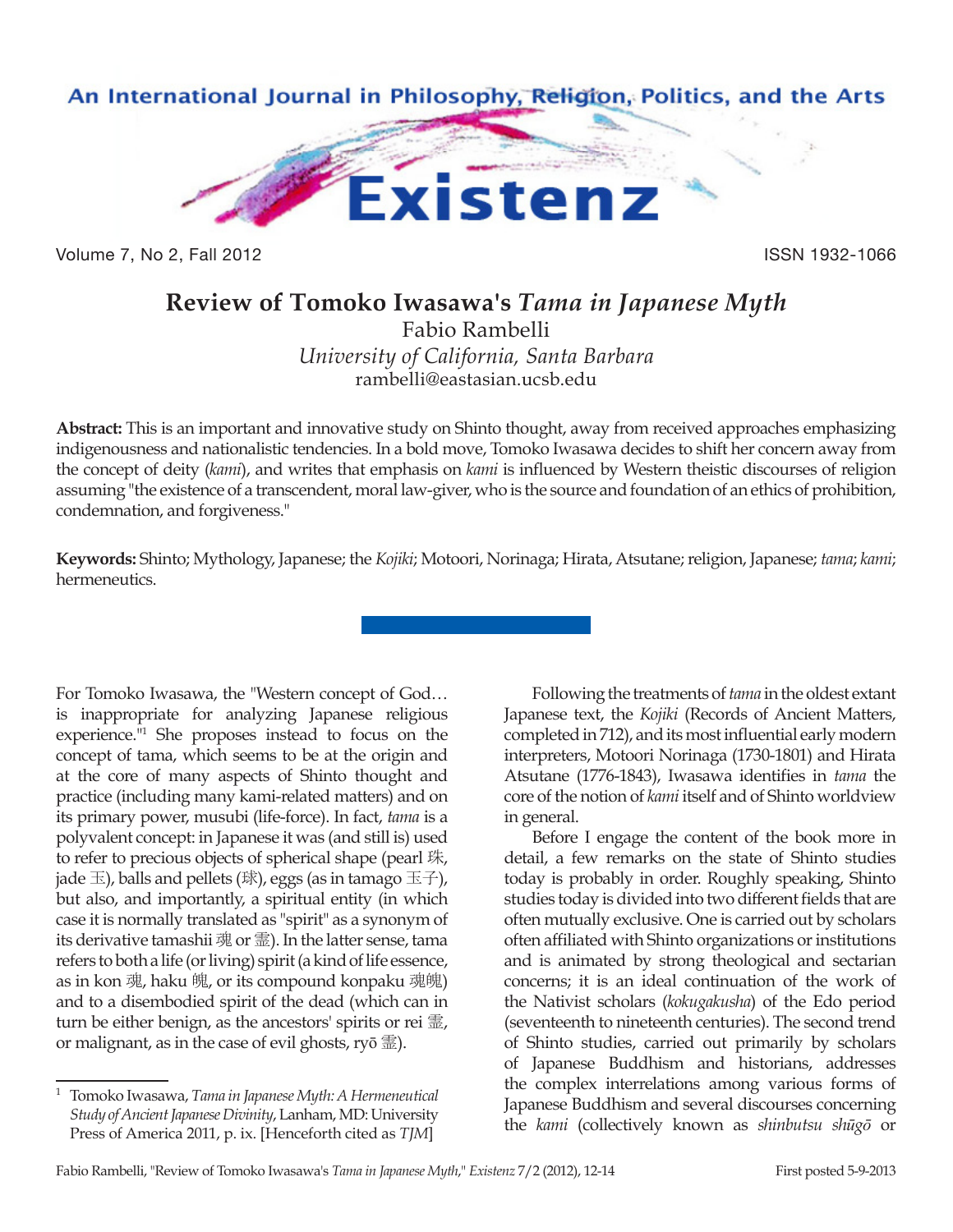# Review of Tomoko Iwasawa's *Tama in Japanese Myth*

Fabio Rambelli

*University of California, Santa Barbara*

rambelli@eastasian.ucsb.edu

**Abstract:** This is an important and innovative study on Shinto thought, away from received approaches emphasizing indigenousness and nationalistic tendencies. In a bold move, Tomoko Iwasawa decides to shift her concern away from the concept of deity (*kami*), and writes that emphasis on *kami* is influenced by Western theistic discourses of religion assuming "the existence of a transcendent, moral law-giver, who is the source and foundation of an ethics of prohibition, condemnation, and forgiveness."

**Keywords:** Shinto; Mythology, Japanese; the *Kojiki*; Motoori, Norinaga; Hirata, Atsutane; religion, Japanese; *tama*; *kami*; hermeneutics.

For Tomoko Iwasawa, the "Western concept of God… is inappropriate for analyzing Japanese religious experience."[1] She proposes instead to focus on the concept of tama, which seems to be at the origin and at the core of many aspects of Shinto thought and practice (including many kami-related matters) and on its primary power, musubi (life-force). In fact, *tama* is a polyvalent concept: in Japanese it was (and still is) used to refer to precious objects of spherical shape (pearl 珠, jade 玉), balls and pellets (球), eggs (as in tamago 玉子), but also, and importantly, a spiritual entity (in which case it is normally translated as "spirit" as a synonym of its derivative tamashii 魂 or 霊). In the latter sense, tama refers to both a life (or living) spirit (a kind of life essence, as in kon 魂, haku 魄, or its compound konpaku 魂魄) and to a disembodied spirit of the dead (which can in turn be either benign, as the ancestors' spirits or rei 霊, or malignant, as in the case of evil ghosts, ryō 霊).

Following the treatments of *tama* in the oldest extant Japanese text, the *Kojiki* (Records of Ancient Matters, completed in 712), and its most influential early modern interpreters, Motoori Norinaga (1730-1801) and Hirata Atsutane (1776-1843), Iwasawa identifies in *tama* the core of the notion of *kami* itself and of Shinto worldview in general.

Before I engage the content of the book more in detail, a few remarks on the state of Shinto studies today is probably in order. Roughly speaking, Shinto studies today is divided into two different fields that are often mutually exclusive. One is carried out by scholars often affiliated with Shinto organizations or institutions and is animated by strong theological and sectarian concerns; it is an ideal continuation of the work of the Nativist scholars (*kokugakusha*) of the Edo period (seventeenth to nineteenth centuries). The second trend of Shinto studies, carried out primarily by scholars of Japanese Buddhism and historians, addresses the complex interrelations among various forms of Japanese Buddhism and several discourses concerning the *kami* (collectively known as *shinbutsu shūgō* or

---

[1] Tomoko Iwasawa, *Tama in Japanese Myth: A Hermeneutical Study of Ancient Japanese Divinity*, Lanham, MD: University Press of America 2011, p. ix. [Henceforth cited as *TJM*]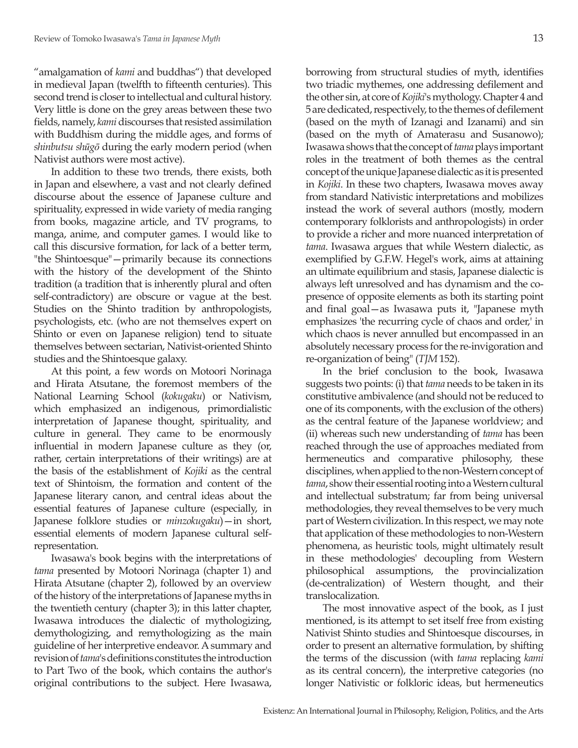"amalgamation of *kami* and buddhas") that developed in medieval Japan (twelfth to fifteenth centuries). This second trend is closer to intellectual and cultural history. Very little is done on the grey areas between these two fields, namely, *kami* discourses that resisted assimilation with Buddhism during the middle ages, and forms of *shinbutsu shūgō* during the early modern period (when Nativist authors were most active).

In addition to these two trends, there exists, both in Japan and elsewhere, a vast and not clearly defined discourse about the essence of Japanese culture and spirituality, expressed in wide variety of media ranging from books, magazine article, and TV programs, to manga, anime, and computer games. I would like to call this discursive formation, for lack of a better term, "the Shintoesque"—primarily because its connections with the history of the development of the Shinto tradition (a tradition that is inherently plural and often self-contradictory) are obscure or vague at the best. Studies on the Shinto tradition by anthropologists, psychologists, etc. (who are not themselves expert on Shinto or even on Japanese religion) tend to situate themselves between sectarian, Nativist-oriented Shinto studies and the Shintoesque galaxy.

At this point, a few words on Motoori Norinaga and Hirata Atsutane, the foremost members of the National Learning School (*kokugaku*) or Nativism, which emphasized an indigenous, primordialistic interpretation of Japanese thought, spirituality, and culture in general. They came to be enormously influential in modern Japanese culture as they (or, rather, certain interpretations of their writings) are at the basis of the establishment of *Kojiki* as the central text of Shintoism, the formation and content of the Japanese literary canon, and central ideas about the essential features of Japanese culture (especially, in Japanese folklore studies or *minzokugaku*)—in short, essential elements of modern Japanese cultural self-representation.

Iwasawa's book begins with the interpretations of *tama* presented by Motoori Norinaga (chapter 1) and Hirata Atsutane (chapter 2), followed by an overview of the history of the interpretations of Japanese myths in the twentieth century (chapter 3); in this latter chapter, Iwasawa introduces the dialectic of mythologizing, demythologizing, and remythologizing as the main guideline of her interpretive endeavor. A summary and revision of *tama*'s definitions constitutes the introduction to Part Two of the book, which contains the author's original contributions to the subject. Here Iwasawa, borrowing from structural studies of myth, identifies two triadic mythemes, one addressing defilement and the other sin, at core of *Kojiki*'s mythology. Chapter 4 and 5 are dedicated, respectively, to the themes of defilement (based on the myth of Izanagi and Izanami) and sin (based on the myth of Amaterasu and Susanowo); Iwasawa shows that the concept of *tama* plays important roles in the treatment of both themes as the central concept of the unique Japanese dialectic as it is presented in *Kojiki*. In these two chapters, Iwasawa moves away from standard Nativistic interpretations and mobilizes instead the work of several authors (mostly, modern contemporary folklorists and anthropologists) in order to provide a richer and more nuanced interpretation of *tama*. Iwasawa argues that while Western dialectic, as exemplified by G.F.W. Hegel's work, aims at attaining an ultimate equilibrium and stasis, Japanese dialectic is always left unresolved and has dynamism and the co-presence of opposite elements as both its starting point and final goal—as Iwasawa puts it, "Japanese myth emphasizes 'the recurring cycle of chaos and order,' in which chaos is never annulled but encompassed in an absolutely necessary process for the re-invigoration and re-organization of being" (*TJM* 152).

In the brief conclusion to the book, Iwasawa suggests two points: (i) that *tama* needs to be taken in its constitutive ambivalence (and should not be reduced to one of its components, with the exclusion of the others) as the central feature of the Japanese worldview; and (ii) whereas such new understanding of *tama* has been reached through the use of approaches mediated from hermeneutics and comparative philosophy, these disciplines, when applied to the non-Western concept of *tama*, show their essential rooting into a Western cultural and intellectual substratum; far from being universal methodologies, they reveal themselves to be very much part of Western civilization. In this respect, we may note that application of these methodologies to non-Western phenomena, as heuristic tools, might ultimately result in these methodologies' decoupling from Western philosophical assumptions, the provincialization (de-centralization) of Western thought, and their translocalization.

The most innovative aspect of the book, as I just mentioned, is its attempt to set itself free from existing Nativist Shinto studies and Shintoesque discourses, in order to present an alternative formulation, by shifting the terms of the discussion (with *tama* replacing *kami* as its central concern), the interpretive categories (no longer Nativistic or folkloric ideas, but hermeneutics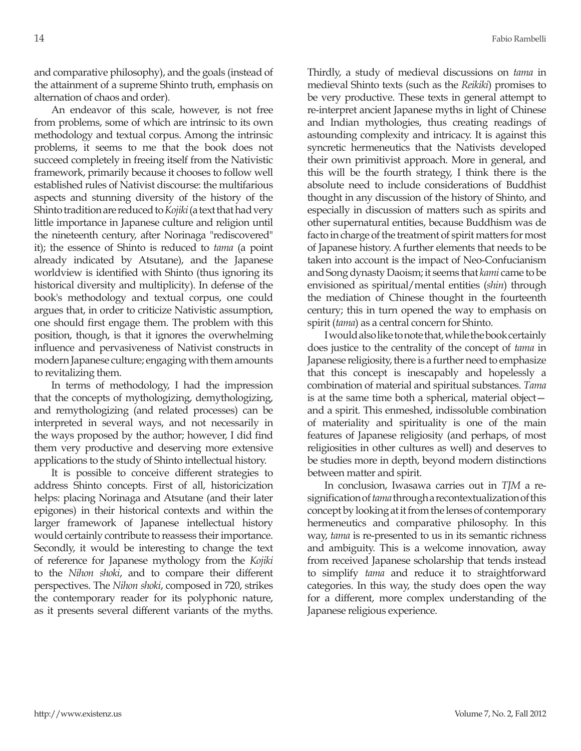and comparative philosophy), and the goals (instead of the attainment of a supreme Shinto truth, emphasis on alternation of chaos and order).

An endeavor of this scale, however, is not free from problems, some of which are intrinsic to its own methodology and textual corpus. Among the intrinsic problems, it seems to me that the book does not succeed completely in freeing itself from the Nativistic framework, primarily because it chooses to follow well established rules of Nativist discourse: the multifarious aspects and stunning diversity of the history of the Shinto tradition are reduced to *Kojiki* (a text that had very little importance in Japanese culture and religion until the nineteenth century, after Norinaga "rediscovered" it); the essence of Shinto is reduced to *tama* (a point already indicated by Atsutane), and the Japanese worldview is identified with Shinto (thus ignoring its historical diversity and multiplicity). In defense of the book's methodology and textual corpus, one could argues that, in order to criticize Nativistic assumption, one should first engage them. The problem with this position, though, is that it ignores the overwhelming influence and pervasiveness of Nativist constructs in modern Japanese culture; engaging with them amounts to revitalizing them.

In terms of methodology, I had the impression that the concepts of mythologizing, demythologizing, and remythologizing (and related processes) can be interpreted in several ways, and not necessarily in the ways proposed by the author; however, I did find them very productive and deserving more extensive applications to the study of Shinto intellectual history.

It is possible to conceive different strategies to address Shinto concepts. First of all, historicization helps: placing Norinaga and Atsutane (and their later epigones) in their historical contexts and within the larger framework of Japanese intellectual history would certainly contribute to reassess their importance. Secondly, it would be interesting to change the text of reference for Japanese mythology from the *Kojiki* to the *Nihon shoki*, and to compare their different perspectives. The *Nihon shoki*, composed in 720, strikes the contemporary reader for its polyphonic nature, as it presents several different variants of the myths. Thirdly, a study of medieval discussions on *tama* in medieval Shinto texts (such as the *Reikiki*) promises to be very productive. These texts in general attempt to re-interpret ancient Japanese myths in light of Chinese and Indian mythologies, thus creating readings of astounding complexity and intricacy. It is against this syncretic hermeneutics that the Nativists developed their own primitivist approach. More in general, and this will be the fourth strategy, I think there is the absolute need to include considerations of Buddhist thought in any discussion of the history of Shinto, and especially in discussion of matters such as spirits and other supernatural entities, because Buddhism was de facto in charge of the treatment of spirit matters for most of Japanese history. A further elements that needs to be taken into account is the impact of Neo-Confucianism and Song dynasty Daoism; it seems that *kami* came to be envisioned as spiritual/mental entities (*shin*) through the mediation of Chinese thought in the fourteenth century; this in turn opened the way to emphasis on spirit (*tama*) as a central concern for Shinto.

I would also like to note that, while the book certainly does justice to the centrality of the concept of *tama* in Japanese religiosity, there is a further need to emphasize that this concept is inescapably and hopelessly a combination of material and spiritual substances. *Tama* is at the same time both a spherical, material object—and a spirit. This enmeshed, indissoluble combination of materiality and spirituality is one of the main features of Japanese religiosity (and perhaps, of most religiosities in other cultures as well) and deserves to be studies more in depth, beyond modern distinctions between matter and spirit.

In conclusion, Iwasawa carries out in *TJM* a re-signification of *tama* through a recontextualization of this concept by looking at it from the lenses of contemporary hermeneutics and comparative philosophy. In this way, *tama* is re-presented to us in its semantic richness and ambiguity. This is a welcome innovation, away from received Japanese scholarship that tends instead to simplify *tama* and reduce it to straightforward categories. In this way, the study does open the way for a different, more complex understanding of the Japanese religious experience.